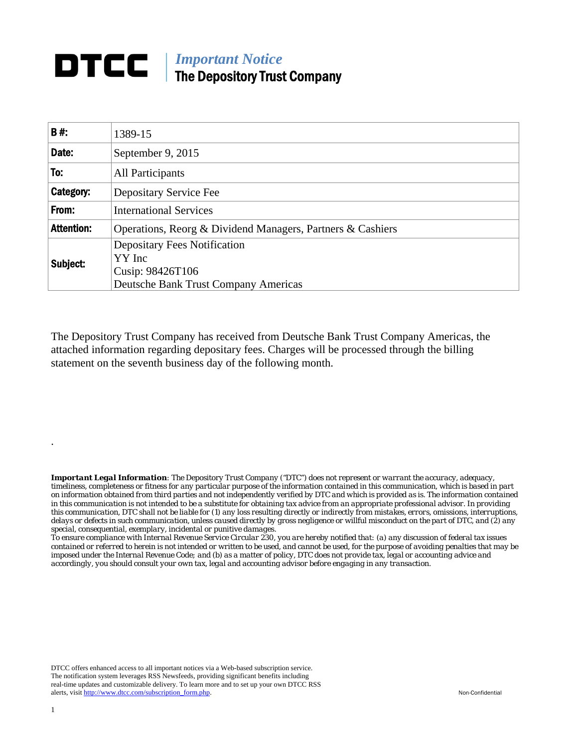# DTCC | *Important Notice* The Depository Trust Company

| B #: | 1389-15 |
|---|---|
| Date: | September 9, 2015 |
| To: | All Participants |
| Category: | Depositary Service Fee |
| From: | International Services |
| Attention: | Operations, Reorg & Dividend Managers, Partners & Cashiers |
| Subject: | Depositary Fees Notification<br>YY Inc<br>Cusip: 98426T106<br>Deutsche Bank Trust Company Americas |

The Depository Trust Company has received from Deutsche Bank Trust Company Americas, the attached information regarding depositary fees. Charges will be processed through the billing statement on the seventh business day of the following month.

.

***Important Legal Information****: The Depository Trust Company ("DTC") does not represent or warrant the accuracy, adequacy, timeliness, completeness or fitness for any particular purpose of the information contained in this communication, which is based in part on information obtained from third parties and not independently verified by DTC and which is provided as is. The information contained in this communication is not intended to be a substitute for obtaining tax advice from an appropriate professional advisor. In providing this communication, DTC shall not be liable for (1) any loss resulting directly or indirectly from mistakes, errors, omissions, interruptions, delays or defects in such communication, unless caused directly by gross negligence or willful misconduct on the part of DTC, and (2) any special, consequential, exemplary, incidental or punitive damages.*

*To ensure compliance with Internal Revenue Service Circular 230, you are hereby notified that: (a) any discussion of federal tax issues contained or referred to herein is not intended or written to be used, and cannot be used, for the purpose of avoiding penalties that may be imposed under the Internal Revenue Code; and (b) as a matter of policy, DTC does not provide tax, legal or accounting advice and accordingly, you should consult your own tax, legal and accounting advisor before engaging in any transaction.*

DTCC offers enhanced access to all important notices via a Web-based subscription service. The notification system leverages RSS Newsfeeds, providing significant benefits including real-time updates and customizable delivery. To learn more and to set up your own DTCC RSS alerts, visit http://www.dtcc.com/subscription_form.php.

Non-Confidential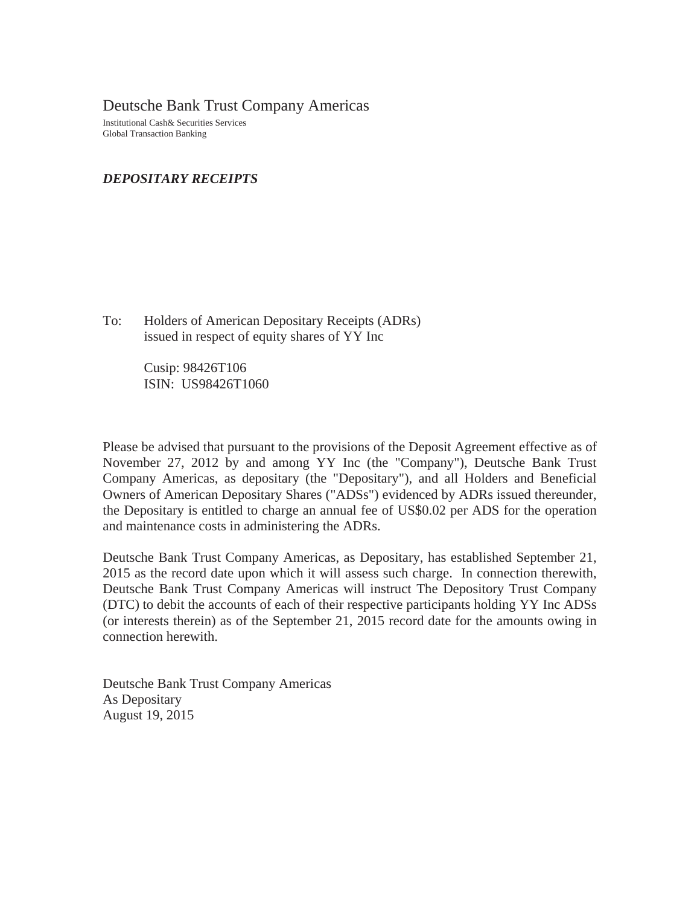Deutsche Bank Trust Company Americas

Institutional Cash& Securities Services
Global Transaction Banking

***DEPOSITARY RECEIPTS***

To: Holders of American Depositary Receipts (ADRs)
issued in respect of equity shares of YY Inc

Cusip: 98426T106
ISIN: US98426T1060

Please be advised that pursuant to the provisions of the Deposit Agreement effective as of November 27, 2012 by and among YY Inc (the "Company"), Deutsche Bank Trust Company Americas, as depositary (the "Depositary"), and all Holders and Beneficial Owners of American Depositary Shares ("ADSs") evidenced by ADRs issued thereunder, the Depositary is entitled to charge an annual fee of US$0.02 per ADS for the operation and maintenance costs in administering the ADRs.

Deutsche Bank Trust Company Americas, as Depositary, has established September 21, 2015 as the record date upon which it will assess such charge. In connection therewith, Deutsche Bank Trust Company Americas will instruct The Depository Trust Company (DTC) to debit the accounts of each of their respective participants holding YY Inc ADSs (or interests therein) as of the September 21, 2015 record date for the amounts owing in connection herewith.

Deutsche Bank Trust Company Americas
As Depositary
August 19, 2015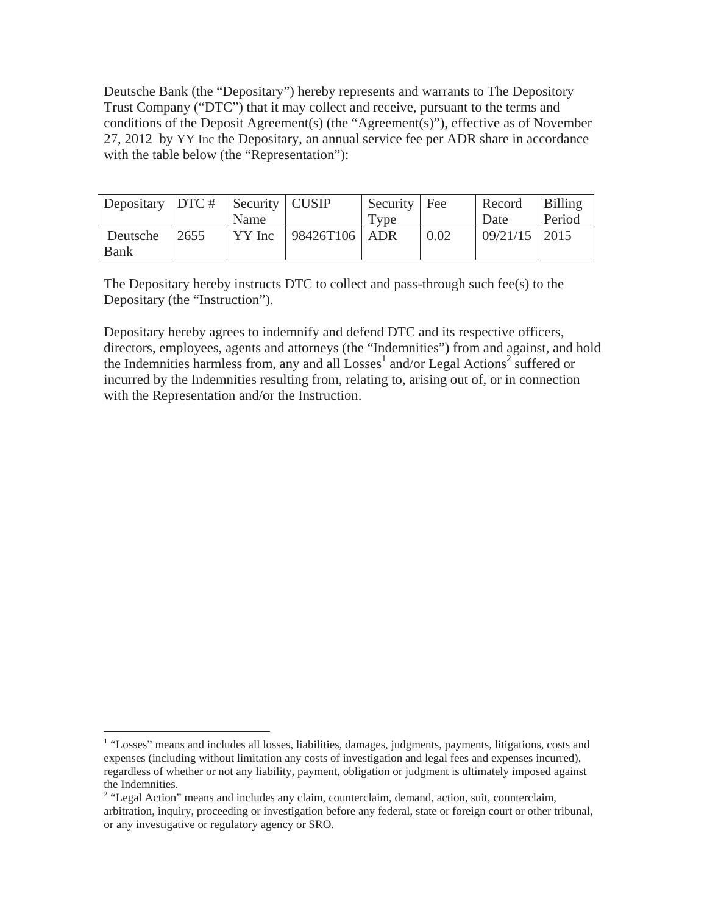Deutsche Bank (the "Depositary") hereby represents and warrants to The Depository Trust Company ("DTC") that it may collect and receive, pursuant to the terms and conditions of the Deposit Agreement(s) (the "Agreement(s)"), effective as of November 27, 2012 by YY Inc the Depositary, an annual service fee per ADR share in accordance with the table below (the "Representation"):

| Depositary | DTC # | Security Name | CUSIP | Security Type | Fee | Record Date | Billing Period |
|---|---|---|---|---|---|---|---|
| Deutsche Bank | 2655 | YY Inc | 98426T106 | ADR | 0.02 | 09/21/15 | 2015 |

The Depositary hereby instructs DTC to collect and pass-through such fee(s) to the Depositary (the "Instruction").

Depositary hereby agrees to indemnify and defend DTC and its respective officers, directors, employees, agents and attorneys (the "Indemnities") from and against, and hold the Indemnities harmless from, any and all Losses[1] and/or Legal Actions[2] suffered or incurred by the Indemnities resulting from, relating to, arising out of, or in connection with the Representation and/or the Instruction.

---

[1] "Losses" means and includes all losses, liabilities, damages, judgments, payments, litigations, costs and expenses (including without limitation any costs of investigation and legal fees and expenses incurred), regardless of whether or not any liability, payment, obligation or judgment is ultimately imposed against the Indemnities.

[2] "Legal Action" means and includes any claim, counterclaim, demand, action, suit, counterclaim, arbitration, inquiry, proceeding or investigation before any federal, state or foreign court or other tribunal, or any investigative or regulatory agency or SRO.